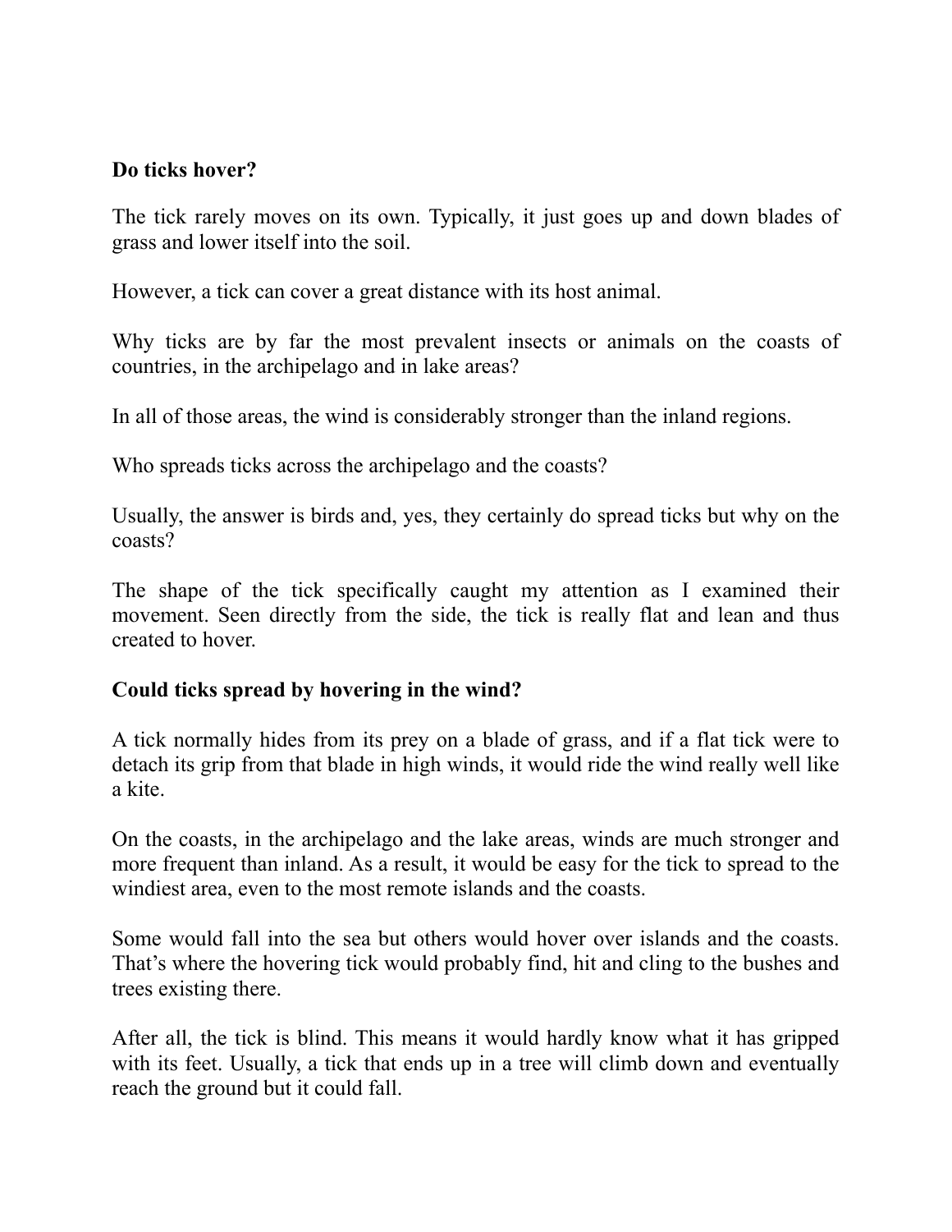**Do ticks hover?**

The tick rarely moves on its own. Typically, it just goes up and down blades of grass and lower itself into the soil.

However, a tick can cover a great distance with its host animal.

Why ticks are by far the most prevalent insects or animals on the coasts of countries, in the archipelago and in lake areas?

In all of those areas, the wind is considerably stronger than the inland regions.

Who spreads ticks across the archipelago and the coasts?

Usually, the answer is birds and, yes, they certainly do spread ticks but why on the coasts?

The shape of the tick specifically caught my attention as I examined their movement. Seen directly from the side, the tick is really flat and lean and thus created to hover.

**Could ticks spread by hovering in the wind?**

A tick normally hides from its prey on a blade of grass, and if a flat tick were to detach its grip from that blade in high winds, it would ride the wind really well like a kite.

On the coasts, in the archipelago and the lake areas, winds are much stronger and more frequent than inland. As a result, it would be easy for the tick to spread to the windiest area, even to the most remote islands and the coasts.

Some would fall into the sea but others would hover over islands and the coasts. That's where the hovering tick would probably find, hit and cling to the bushes and trees existing there.

After all, the tick is blind. This means it would hardly know what it has gripped with its feet. Usually, a tick that ends up in a tree will climb down and eventually reach the ground but it could fall.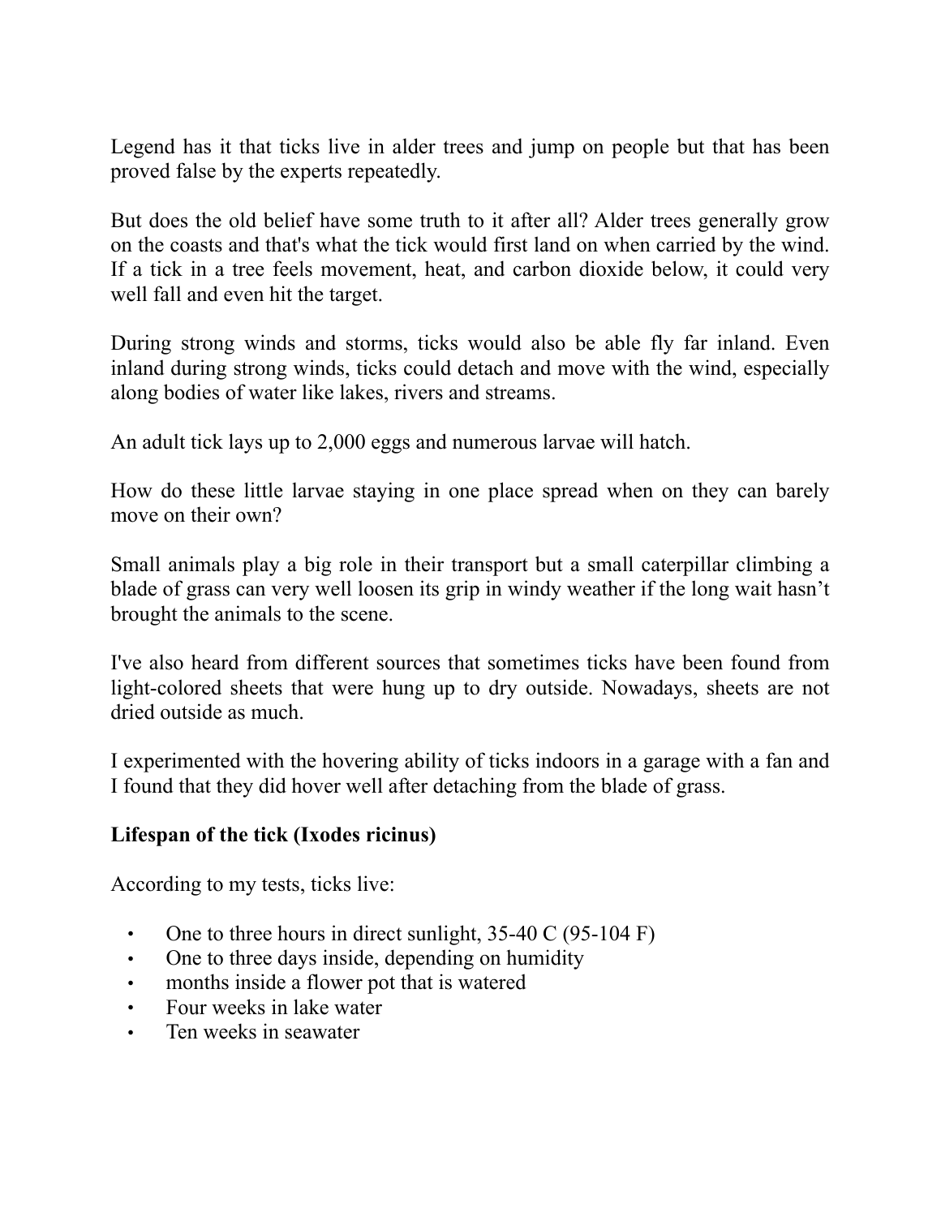Legend has it that ticks live in alder trees and jump on people but that has been proved false by the experts repeatedly.

But does the old belief have some truth to it after all? Alder trees generally grow on the coasts and that's what the tick would first land on when carried by the wind. If a tick in a tree feels movement, heat, and carbon dioxide below, it could very well fall and even hit the target.

During strong winds and storms, ticks would also be able fly far inland. Even inland during strong winds, ticks could detach and move with the wind, especially along bodies of water like lakes, rivers and streams.

An adult tick lays up to 2,000 eggs and numerous larvae will hatch.

How do these little larvae staying in one place spread when on they can barely move on their own?

Small animals play a big role in their transport but a small caterpillar climbing a blade of grass can very well loosen its grip in windy weather if the long wait hasn't brought the animals to the scene.

I've also heard from different sources that sometimes ticks have been found from light-colored sheets that were hung up to dry outside. Nowadays, sheets are not dried outside as much.

I experimented with the hovering ability of ticks indoors in a garage with a fan and I found that they did hover well after detaching from the blade of grass.

**Lifespan of the tick (Ixodes ricinus)**

According to my tests, ticks live:

- One to three hours in direct sunlight, 35-40 C (95-104 F)
- One to three days inside, depending on humidity
- months inside a flower pot that is watered
- Four weeks in lake water
- Ten weeks in seawater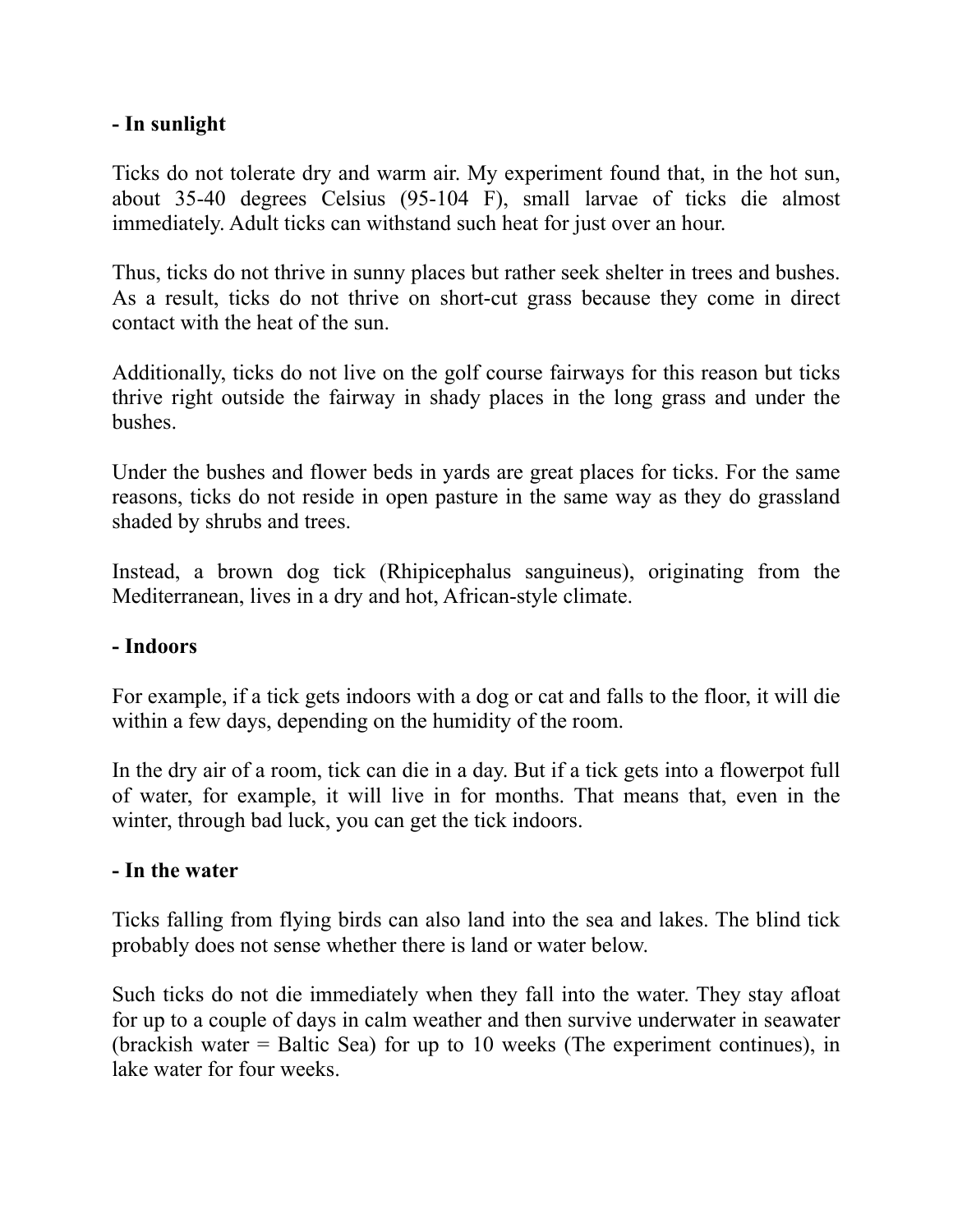**- In sunlight**

Ticks do not tolerate dry and warm air. My experiment found that, in the hot sun, about 35-40 degrees Celsius (95-104 F), small larvae of ticks die almost immediately. Adult ticks can withstand such heat for just over an hour.

Thus, ticks do not thrive in sunny places but rather seek shelter in trees and bushes. As a result, ticks do not thrive on short-cut grass because they come in direct contact with the heat of the sun.

Additionally, ticks do not live on the golf course fairways for this reason but ticks thrive right outside the fairway in shady places in the long grass and under the bushes.

Under the bushes and flower beds in yards are great places for ticks. For the same reasons, ticks do not reside in open pasture in the same way as they do grassland shaded by shrubs and trees.

Instead, a brown dog tick (Rhipicephalus sanguineus), originating from the Mediterranean, lives in a dry and hot, African-style climate.

**- Indoors**

For example, if a tick gets indoors with a dog or cat and falls to the floor, it will die within a few days, depending on the humidity of the room.

In the dry air of a room, tick can die in a day. But if a tick gets into a flowerpot full of water, for example, it will live in for months. That means that, even in the winter, through bad luck, you can get the tick indoors.

**- In the water**

Ticks falling from flying birds can also land into the sea and lakes. The blind tick probably does not sense whether there is land or water below.

Such ticks do not die immediately when they fall into the water. They stay afloat for up to a couple of days in calm weather and then survive underwater in seawater (brackish water = Baltic Sea) for up to 10 weeks (The experiment continues), in lake water for four weeks.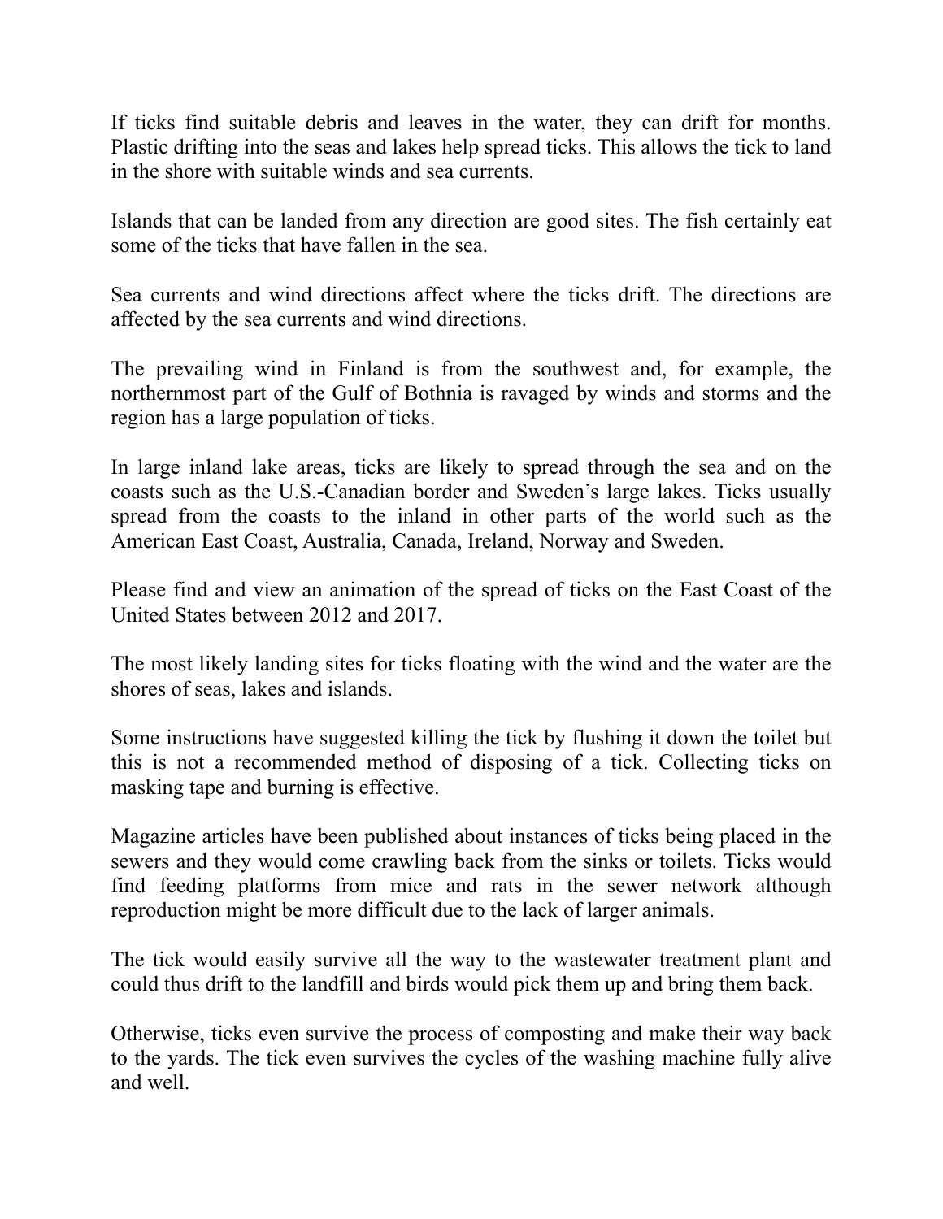If ticks find suitable debris and leaves in the water, they can drift for months. Plastic drifting into the seas and lakes help spread ticks. This allows the tick to land in the shore with suitable winds and sea currents.

Islands that can be landed from any direction are good sites. The fish certainly eat some of the ticks that have fallen in the sea.

Sea currents and wind directions affect where the ticks drift. The directions are affected by the sea currents and wind directions.

The prevailing wind in Finland is from the southwest and, for example, the northernmost part of the Gulf of Bothnia is ravaged by winds and storms and the region has a large population of ticks.

In large inland lake areas, ticks are likely to spread through the sea and on the coasts such as the U.S.-Canadian border and Sweden's large lakes. Ticks usually spread from the coasts to the inland in other parts of the world such as the American East Coast, Australia, Canada, Ireland, Norway and Sweden.

Please find and view an animation of the spread of ticks on the East Coast of the United States between 2012 and 2017.

The most likely landing sites for ticks floating with the wind and the water are the shores of seas, lakes and islands.

Some instructions have suggested killing the tick by flushing it down the toilet but this is not a recommended method of disposing of a tick. Collecting ticks on masking tape and burning is effective.

Magazine articles have been published about instances of ticks being placed in the sewers and they would come crawling back from the sinks or toilets. Ticks would find feeding platforms from mice and rats in the sewer network although reproduction might be more difficult due to the lack of larger animals.

The tick would easily survive all the way to the wastewater treatment plant and could thus drift to the landfill and birds would pick them up and bring them back.

Otherwise, ticks even survive the process of composting and make their way back to the yards. The tick even survives the cycles of the washing machine fully alive and well.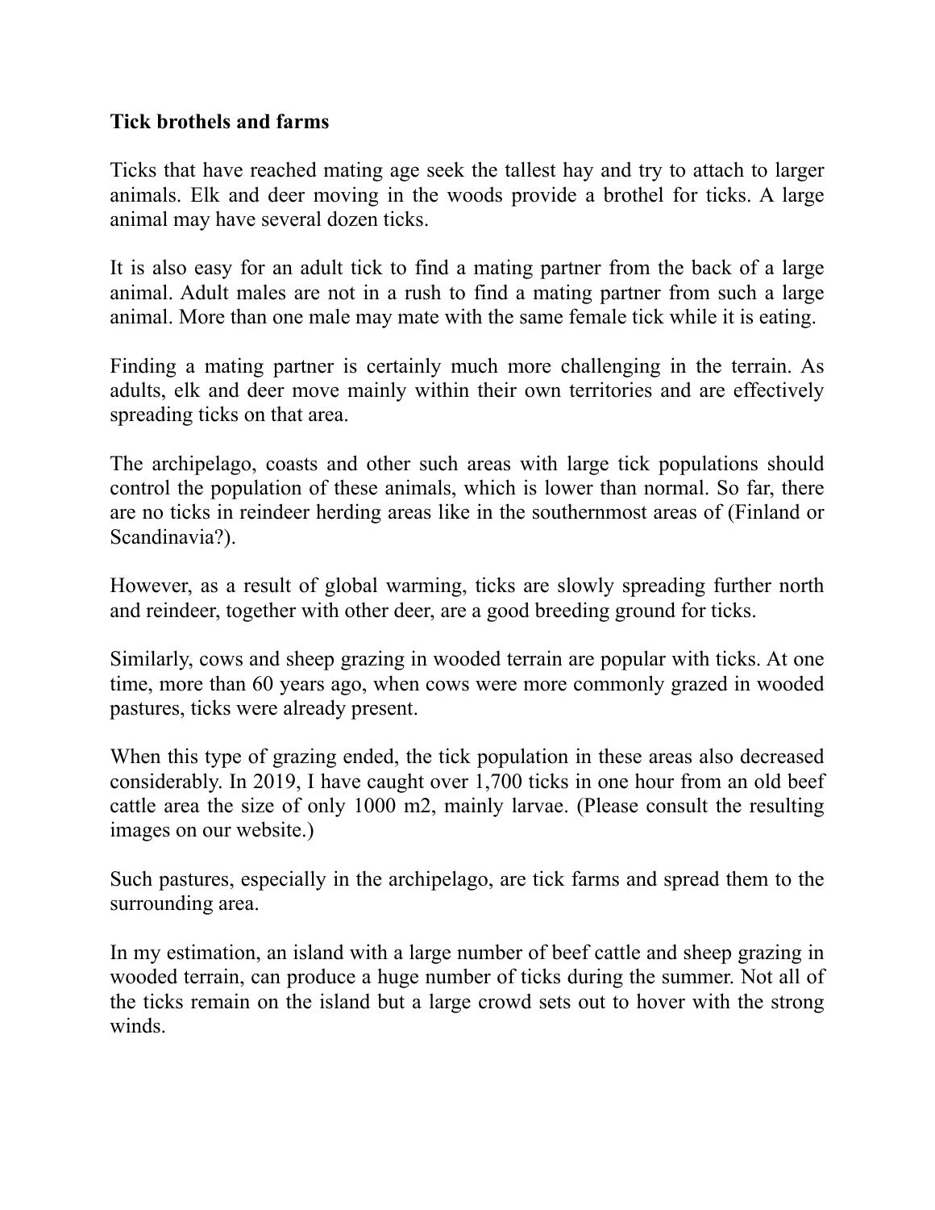**Tick brothels and farms**

Ticks that have reached mating age seek the tallest hay and try to attach to larger animals. Elk and deer moving in the woods provide a brothel for ticks. A large animal may have several dozen ticks.

It is also easy for an adult tick to find a mating partner from the back of a large animal. Adult males are not in a rush to find a mating partner from such a large animal. More than one male may mate with the same female tick while it is eating.

Finding a mating partner is certainly much more challenging in the terrain. As adults, elk and deer move mainly within their own territories and are effectively spreading ticks on that area.

The archipelago, coasts and other such areas with large tick populations should control the population of these animals, which is lower than normal. So far, there are no ticks in reindeer herding areas like in the southernmost areas of (Finland or Scandinavia?).

However, as a result of global warming, ticks are slowly spreading further north and reindeer, together with other deer, are a good breeding ground for ticks.

Similarly, cows and sheep grazing in wooded terrain are popular with ticks. At one time, more than 60 years ago, when cows were more commonly grazed in wooded pastures, ticks were already present.

When this type of grazing ended, the tick population in these areas also decreased considerably. In 2019, I have caught over 1,700 ticks in one hour from an old beef cattle area the size of only 1000 m2, mainly larvae. (Please consult the resulting images on our website.)

Such pastures, especially in the archipelago, are tick farms and spread them to the surrounding area.

In my estimation, an island with a large number of beef cattle and sheep grazing in wooded terrain, can produce a huge number of ticks during the summer. Not all of the ticks remain on the island but a large crowd sets out to hover with the strong winds.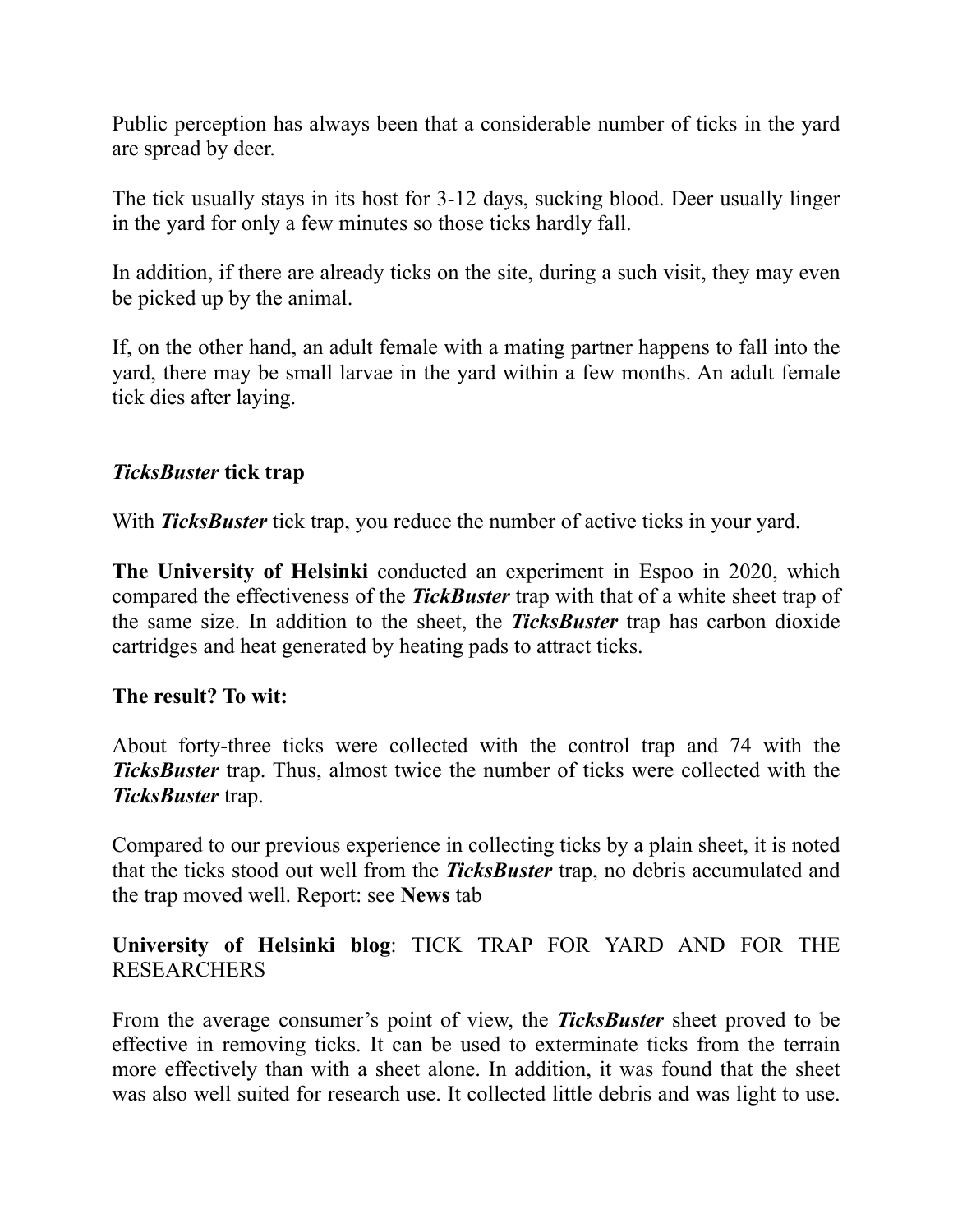Public perception has always been that a considerable number of ticks in the yard are spread by deer.

The tick usually stays in its host for 3-12 days, sucking blood. Deer usually linger in the yard for only a few minutes so those ticks hardly fall.

In addition, if there are already ticks on the site, during a such visit, they may even be picked up by the animal.

If, on the other hand, an adult female with a mating partner happens to fall into the yard, there may be small larvae in the yard within a few months. An adult female tick dies after laying.

### ***TicksBuster*** **tick trap**

With ***TicksBuster*** tick trap, you reduce the number of active ticks in your yard.

**The University of Helsinki** conducted an experiment in Espoo in 2020, which compared the effectiveness of the ***TickBuster*** trap with that of a white sheet trap of the same size. In addition to the sheet, the ***TicksBuster*** trap has carbon dioxide cartridges and heat generated by heating pads to attract ticks.

**The result? To wit:**

About forty-three ticks were collected with the control trap and 74 with the ***TicksBuster*** trap. Thus, almost twice the number of ticks were collected with the ***TicksBuster*** trap.

Compared to our previous experience in collecting ticks by a plain sheet, it is noted that the ticks stood out well from the ***TicksBuster*** trap, no debris accumulated and the trap moved well. Report: see **News** tab

**University of Helsinki blog**: TICK TRAP FOR YARD AND FOR THE RESEARCHERS

From the average consumer's point of view, the ***TicksBuster*** sheet proved to be effective in removing ticks. It can be used to exterminate ticks from the terrain more effectively than with a sheet alone. In addition, it was found that the sheet was also well suited for research use. It collected little debris and was light to use.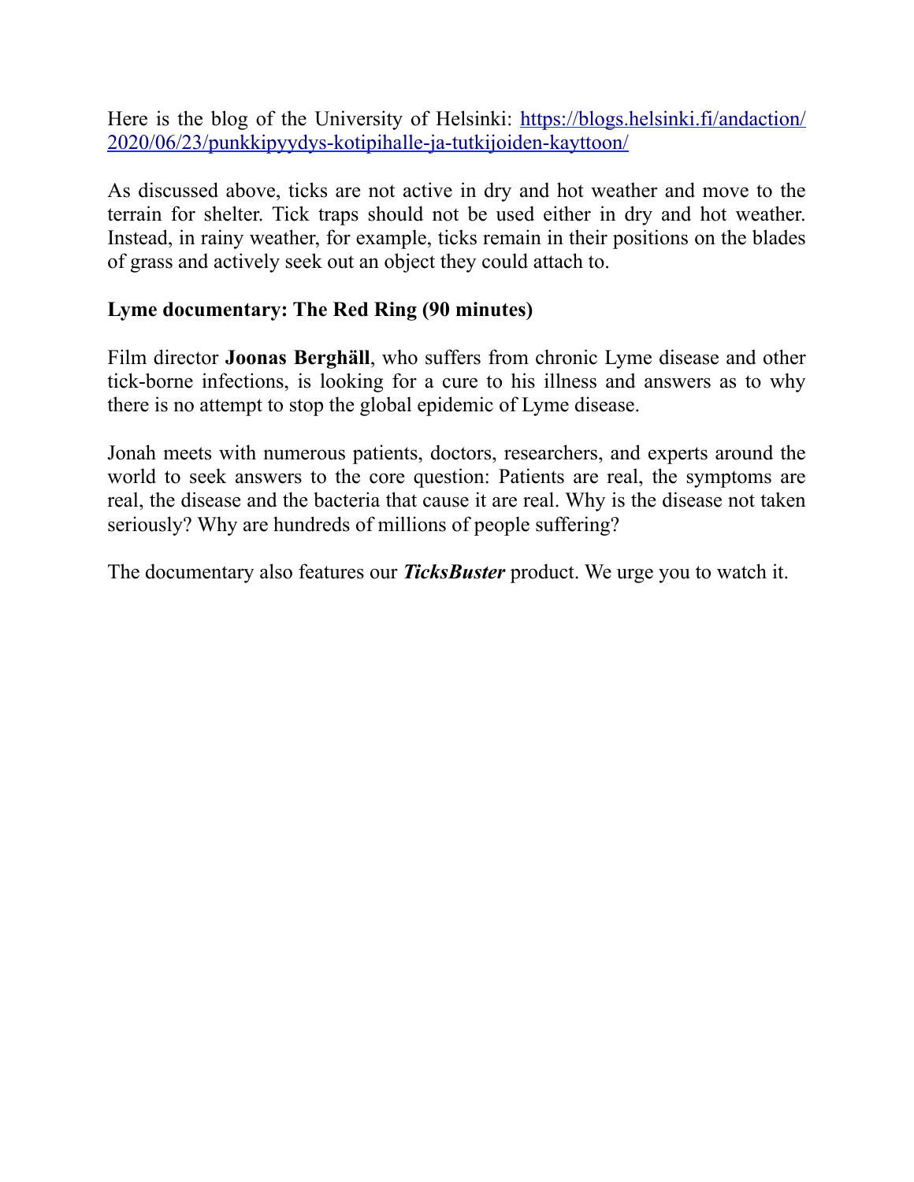Here is the blog of the University of Helsinki: [https://blogs.helsinki.fi/andaction/2020/06/23/punkkipyydys-kotipihalle-ja-tutkijoiden-kayttoon/](https://blogs.helsinki.fi/andaction/2020/06/23/punkkipyydys-kotipihalle-ja-tutkijoiden-kayttoon/)

As discussed above, ticks are not active in dry and hot weather and move to the terrain for shelter. Tick traps should not be used either in dry and hot weather. Instead, in rainy weather, for example, ticks remain in their positions on the blades of grass and actively seek out an object they could attach to.

**Lyme documentary: The Red Ring (90 minutes)**

Film director **Joonas Berghäll**, who suffers from chronic Lyme disease and other tick-borne infections, is looking for a cure to his illness and answers as to why there is no attempt to stop the global epidemic of Lyme disease.

Jonah meets with numerous patients, doctors, researchers, and experts around the world to seek answers to the core question: Patients are real, the symptoms are real, the disease and the bacteria that cause it are real. Why is the disease not taken seriously? Why are hundreds of millions of people suffering?

The documentary also features our ***TicksBuster*** product. We urge you to watch it.